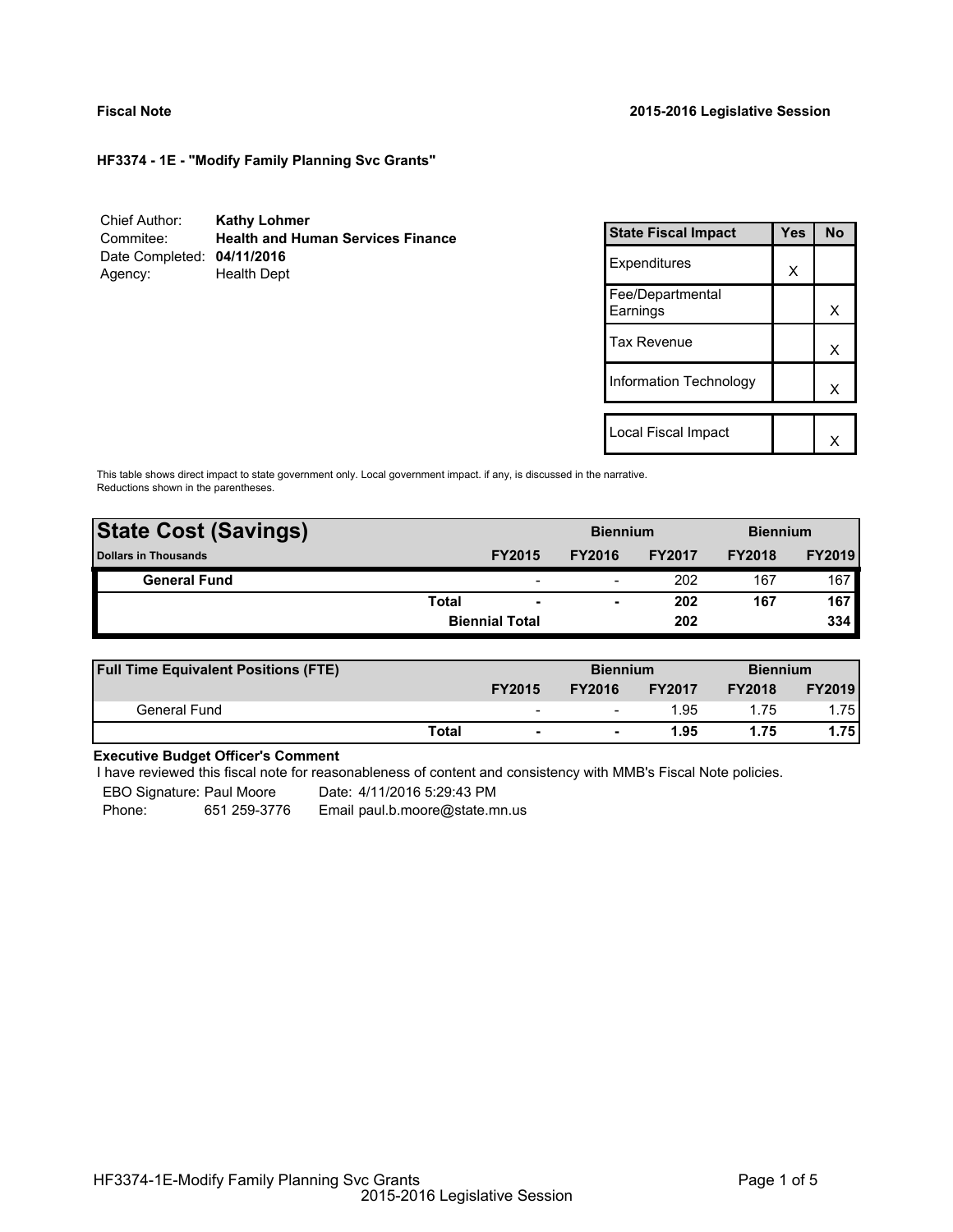**Fiscal Note** **2015-2016 Legislative Session**

**HF3374 - 1E - "Modify Family Planning Svc Grants"**

| | |
|---|---|
| Chief Author: | **Kathy Lohmer** |
| Commitee: | **Health and Human Services Finance** |
| Date Completed: | **04/11/2016** |
| Agency: | Health Dept |

| State Fiscal Impact | Yes | No |
|---|---|---|
| Expenditures | X | |
| Fee/Departmental Earnings | | X |
| Tax Revenue | | X |
| Information Technology | | X |
| Local Fiscal Impact | | X |

This table shows direct impact to state government only. Local government impact. if any, is discussed in the narrative. Reductions shown in the parentheses.

| **State Cost (Savings)** | | Biennium | | Biennium | |
|---|---|---|---|---|---|
| **Dollars in Thousands** | **FY2015** | **FY2016** | **FY2017** | **FY2018** | **FY2019** |
| **General Fund** | - | - | 202 | 167 | 167 |
| **Total** | - | - | 202 | 167 | 167 |
| **Biennial Total** | | | 202 | | 334 |

| **Full Time Equivalent Positions (FTE)** | | Biennium | | Biennium | |
|---|---|---|---|---|---|
| | **FY2015** | **FY2016** | **FY2017** | **FY2018** | **FY2019** |
| General Fund | - | - | 1.95 | 1.75 | 1.75 |
| **Total** | - | - | 1.95 | 1.75 | 1.75 |

**Executive Budget Officer's Comment**

I have reviewed this fiscal note for reasonableness of content and consistency with MMB's Fiscal Note policies.

EBO Signature: Paul Moore Date: 4/11/2016 5:29:43 PM
Phone: 651 259-3776 Email paul.b.moore@state.mn.us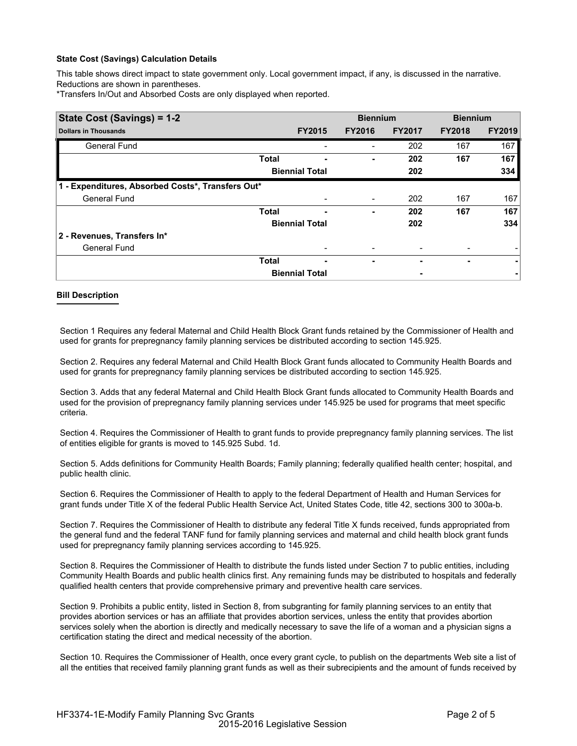**State Cost (Savings) Calculation Details**

This table shows direct impact to state government only. Local government impact, if any, is discussed in the narrative. Reductions are shown in parentheses.

*Transfers In/Out and Absorbed Costs are only displayed when reported.

| State Cost (Savings) = 1-2 | | | Biennium | | Biennium | |
|---|---|---|---|---|---|---|
| **Dollars in Thousands** | | **FY2015** | **FY2016** | **FY2017** | **FY2018** | **FY2019** |
| General Fund | | - | - | 202 | 167 | 167 |
| | **Total** | **-** | **-** | **202** | **167** | **167** |
| | **Biennial Total** | | | **202** | | **334** |
| **1 - Expenditures, Absorbed Costs*, Transfers Out*** | | | | | | |
| General Fund | | - | - | 202 | 167 | 167 |
| | **Total** | **-** | **-** | **202** | **167** | **167** |
| | **Biennial Total** | | | **202** | | **334** |
| **2 - Revenues, Transfers In*** | | | | | | |
| General Fund | | - | - | - | - | - |
| | **Total** | **-** | **-** | **-** | **-** | **-** |
| | **Biennial Total** | | | **-** | | **-** |

**Bill Description**

Section 1 Requires any federal Maternal and Child Health Block Grant funds retained by the Commissioner of Health and used for grants for prepregnancy family planning services be distributed according to section 145.925.

Section 2. Requires any federal Maternal and Child Health Block Grant funds allocated to Community Health Boards and used for grants for prepregnancy family planning services be distributed according to section 145.925.

Section 3. Adds that any federal Maternal and Child Health Block Grant funds allocated to Community Health Boards and used for the provision of prepregnancy family planning services under 145.925 be used for programs that meet specific criteria.

Section 4. Requires the Commissioner of Health to grant funds to provide prepregnancy family planning services. The list of entities eligible for grants is moved to 145.925 Subd. 1d.

Section 5. Adds definitions for Community Health Boards; Family planning; federally qualified health center; hospital, and public health clinic.

Section 6. Requires the Commissioner of Health to apply to the federal Department of Health and Human Services for grant funds under Title X of the federal Public Health Service Act, United States Code, title 42, sections 300 to 300a-b.

Section 7. Requires the Commissioner of Health to distribute any federal Title X funds received, funds appropriated from the general fund and the federal TANF fund for family planning services and maternal and child health block grant funds used for prepregnancy family planning services according to 145.925.

Section 8. Requires the Commissioner of Health to distribute the funds listed under Section 7 to public entities, including Community Health Boards and public health clinics first. Any remaining funds may be distributed to hospitals and federally qualified health centers that provide comprehensive primary and preventive health care services.

Section 9. Prohibits a public entity, listed in Section 8, from subgranting for family planning services to an entity that provides abortion services or has an affiliate that provides abortion services, unless the entity that provides abortion services solely when the abortion is directly and medically necessary to save the life of a woman and a physician signs a certification stating the direct and medical necessity of the abortion.

Section 10. Requires the Commissioner of Health, once every grant cycle, to publish on the departments Web site a list of all the entities that received family planning grant funds as well as their subrecipients and the amount of funds received by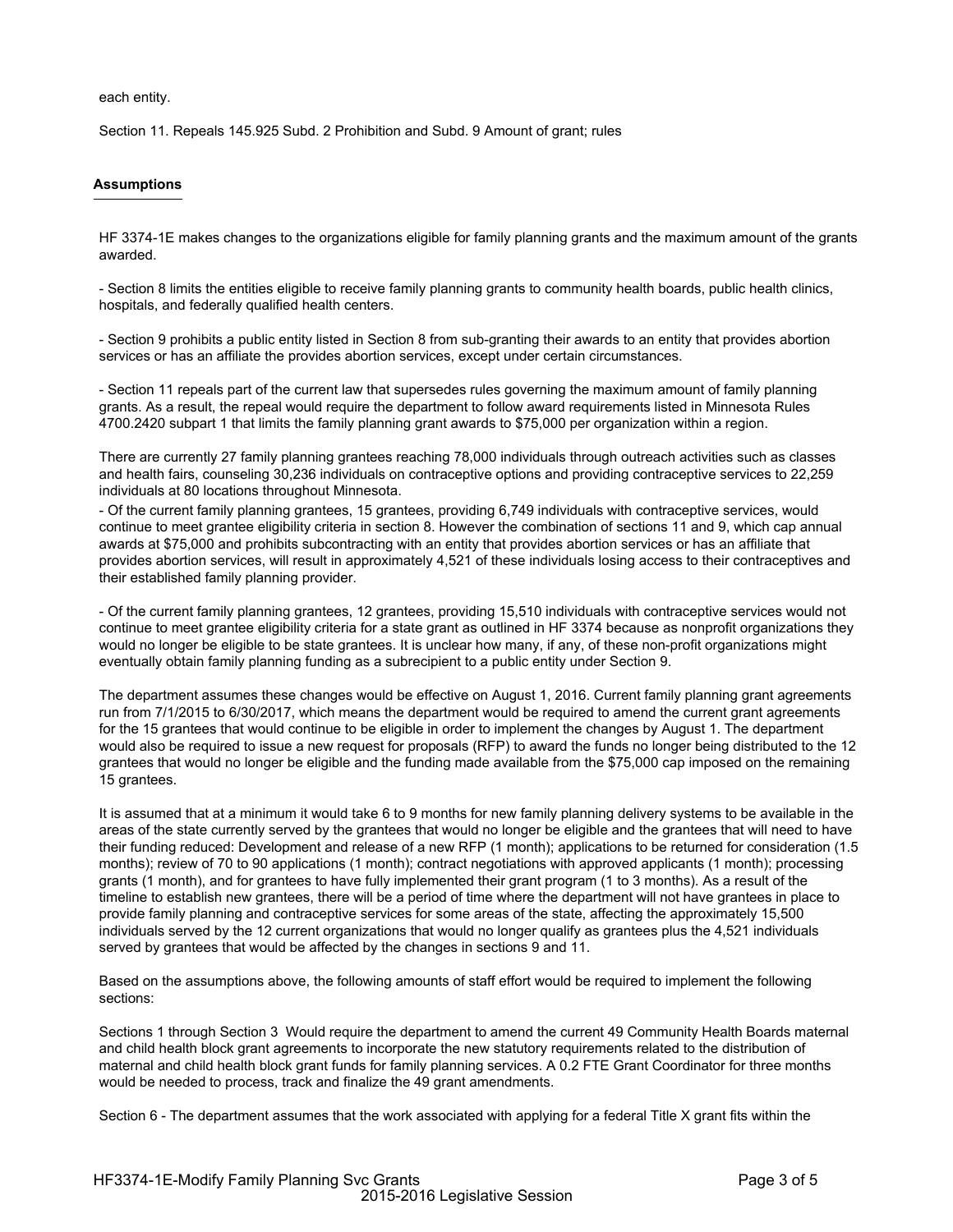each entity.

Section 11. Repeals 145.925 Subd. 2 Prohibition and Subd. 9 Amount of grant; rules

## Assumptions

HF 3374-1E makes changes to the organizations eligible for family planning grants and the maximum amount of the grants awarded.

- Section 8 limits the entities eligible to receive family planning grants to community health boards, public health clinics, hospitals, and federally qualified health centers.

- Section 9 prohibits a public entity listed in Section 8 from sub-granting their awards to an entity that provides abortion services or has an affiliate the provides abortion services, except under certain circumstances.

- Section 11 repeals part of the current law that supersedes rules governing the maximum amount of family planning grants. As a result, the repeal would require the department to follow award requirements listed in Minnesota Rules 4700.2420 subpart 1 that limits the family planning grant awards to $75,000 per organization within a region.

There are currently 27 family planning grantees reaching 78,000 individuals through outreach activities such as classes and health fairs, counseling 30,236 individuals on contraceptive options and providing contraceptive services to 22,259 individuals at 80 locations throughout Minnesota.

- Of the current family planning grantees, 15 grantees, providing 6,749 individuals with contraceptive services, would continue to meet grantee eligibility criteria in section 8. However the combination of sections 11 and 9, which cap annual awards at $75,000 and prohibits subcontracting with an entity that provides abortion services or has an affiliate that provides abortion services, will result in approximately 4,521 of these individuals losing access to their contraceptives and their established family planning provider.

- Of the current family planning grantees, 12 grantees, providing 15,510 individuals with contraceptive services would not continue to meet grantee eligibility criteria for a state grant as outlined in HF 3374 because as nonprofit organizations they would no longer be eligible to be state grantees. It is unclear how many, if any, of these non-profit organizations might eventually obtain family planning funding as a subrecipient to a public entity under Section 9.

The department assumes these changes would be effective on August 1, 2016. Current family planning grant agreements run from 7/1/2015 to 6/30/2017, which means the department would be required to amend the current grant agreements for the 15 grantees that would continue to be eligible in order to implement the changes by August 1. The department would also be required to issue a new request for proposals (RFP) to award the funds no longer being distributed to the 12 grantees that would no longer be eligible and the funding made available from the $75,000 cap imposed on the remaining 15 grantees.

It is assumed that at a minimum it would take 6 to 9 months for new family planning delivery systems to be available in the areas of the state currently served by the grantees that would no longer be eligible and the grantees that will need to have their funding reduced: Development and release of a new RFP (1 month); applications to be returned for consideration (1.5 months); review of 70 to 90 applications (1 month); contract negotiations with approved applicants (1 month); processing grants (1 month), and for grantees to have fully implemented their grant program (1 to 3 months). As a result of the timeline to establish new grantees, there will be a period of time where the department will not have grantees in place to provide family planning and contraceptive services for some areas of the state, affecting the approximately 15,500 individuals served by the 12 current organizations that would no longer qualify as grantees plus the 4,521 individuals served by grantees that would be affected by the changes in sections 9 and 11.

Based on the assumptions above, the following amounts of staff effort would be required to implement the following sections:

Sections 1 through Section 3 Would require the department to amend the current 49 Community Health Boards maternal and child health block grant agreements to incorporate the new statutory requirements related to the distribution of maternal and child health block grant funds for family planning services. A 0.2 FTE Grant Coordinator for three months would be needed to process, track and finalize the 49 grant amendments.

Section 6 - The department assumes that the work associated with applying for a federal Title X grant fits within the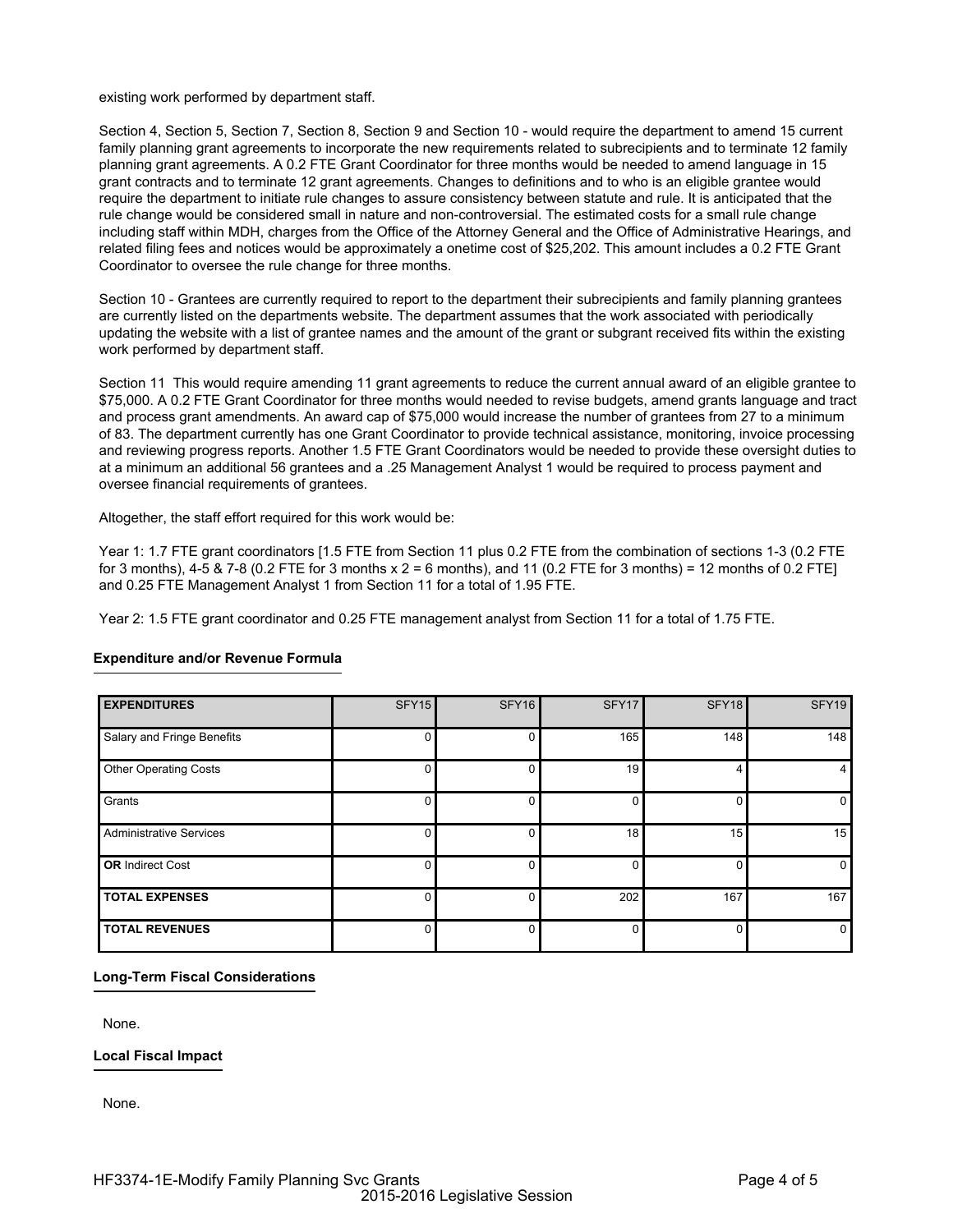existing work performed by department staff.

Section 4, Section 5, Section 7, Section 8, Section 9 and Section 10 - would require the department to amend 15 current family planning grant agreements to incorporate the new requirements related to subrecipients and to terminate 12 family planning grant agreements. A 0.2 FTE Grant Coordinator for three months would be needed to amend language in 15 grant contracts and to terminate 12 grant agreements. Changes to definitions and to who is an eligible grantee would require the department to initiate rule changes to assure consistency between statute and rule. It is anticipated that the rule change would be considered small in nature and non-controversial. The estimated costs for a small rule change including staff within MDH, charges from the Office of the Attorney General and the Office of Administrative Hearings, and related filing fees and notices would be approximately a onetime cost of $25,202. This amount includes a 0.2 FTE Grant Coordinator to oversee the rule change for three months.

Section 10 - Grantees are currently required to report to the department their subrecipients and family planning grantees are currently listed on the departments website. The department assumes that the work associated with periodically updating the website with a list of grantee names and the amount of the grant or subgrant received fits within the existing work performed by department staff.

Section 11 This would require amending 11 grant agreements to reduce the current annual award of an eligible grantee to $75,000. A 0.2 FTE Grant Coordinator for three months would needed to revise budgets, amend grants language and tract and process grant amendments. An award cap of $75,000 would increase the number of grantees from 27 to a minimum of 83. The department currently has one Grant Coordinator to provide technical assistance, monitoring, invoice processing and reviewing progress reports. Another 1.5 FTE Grant Coordinators would be needed to provide these oversight duties to at a minimum an additional 56 grantees and a .25 Management Analyst 1 would be required to process payment and oversee financial requirements of grantees.

Altogether, the staff effort required for this work would be:

Year 1: 1.7 FTE grant coordinators [1.5 FTE from Section 11 plus 0.2 FTE from the combination of sections 1-3 (0.2 FTE for 3 months), 4-5 & 7-8 (0.2 FTE for 3 months x 2 = 6 months), and 11 (0.2 FTE for 3 months) = 12 months of 0.2 FTE] and 0.25 FTE Management Analyst 1 from Section 11 for a total of 1.95 FTE.

Year 2: 1.5 FTE grant coordinator and 0.25 FTE management analyst from Section 11 for a total of 1.75 FTE.

## Expenditure and/or Revenue Formula

| **EXPENDITURES** | SFY15 | SFY16 | SFY17 | SFY18 | SFY19 |
|---|---|---|---|---|---|
| Salary and Fringe Benefits | 0 | 0 | 165 | 148 | 148 |
| Other Operating Costs | 0 | 0 | 19 | 4 | 4 |
| Grants | 0 | 0 | 0 | 0 | 0 |
| Administrative Services | 0 | 0 | 18 | 15 | 15 |
| **OR** Indirect Cost | 0 | 0 | 0 | 0 | 0 |
| **TOTAL EXPENSES** | 0 | 0 | 202 | 167 | 167 |
| **TOTAL REVENUES** | 0 | 0 | 0 | 0 | 0 |

## Long-Term Fiscal Considerations

None.

## Local Fiscal Impact

None.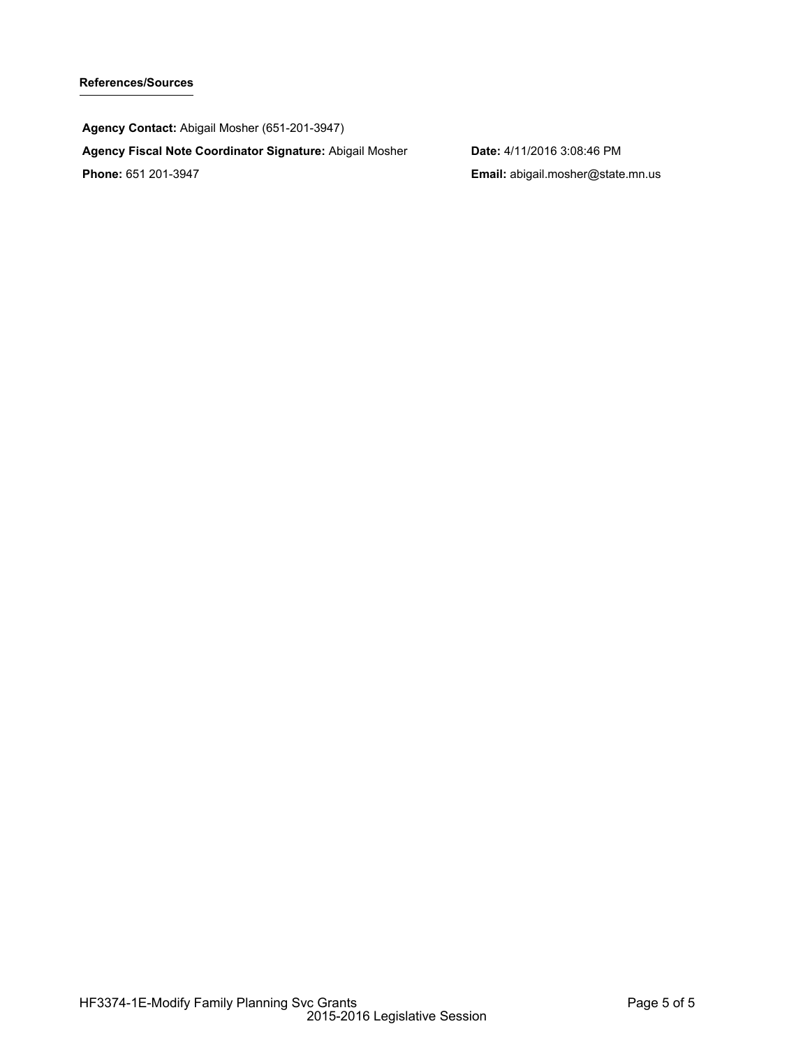### References/Sources

**Agency Contact:** Abigail Mosher (651-201-3947)

**Agency Fiscal Note Coordinator Signature:** Abigail Mosher

**Date:** 4/11/2016 3:08:46 PM

**Phone:** 651 201-3947

**Email:** abigail.mosher@state.mn.us